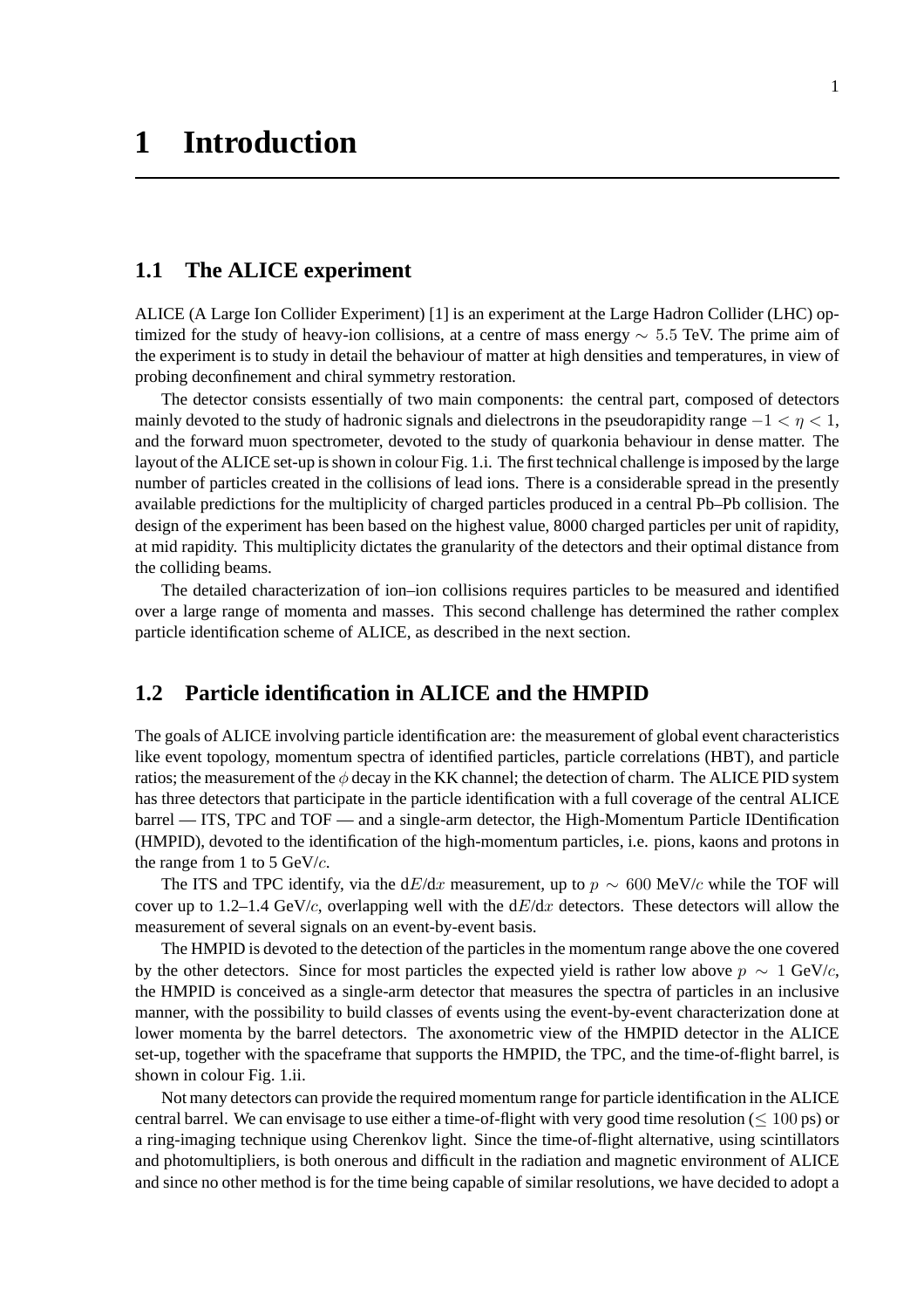# 1 Introduction

## 1.1 The ALICE experiment

ALICE (A Large Ion Collider Experiment) [1] is an experiment at the Large Hadron Collider (LHC) optimized for the study of heavy-ion collisions, at a centre of mass energy $\sim 5.5$ TeV. The prime aim of the experiment is to study in detail the behaviour of matter at high densities and temperatures, in view of probing deconfinement and chiral symmetry restoration.

The detector consists essentially of two main components: the central part, composed of detectors mainly devoted to the study of hadronic signals and dielectrons in the pseudorapidity range $-1 < \eta < 1$, and the forward muon spectrometer, devoted to the study of quarkonia behaviour in dense matter. The layout of the ALICE set-up is shown in colour Fig. 1.i. The first technical challenge is imposed by the large number of particles created in the collisions of lead ions. There is a considerable spread in the presently available predictions for the multiplicity of charged particles produced in a central Pb–Pb collision. The design of the experiment has been based on the highest value, 8000 charged particles per unit of rapidity, at mid rapidity. This multiplicity dictates the granularity of the detectors and their optimal distance from the colliding beams.

The detailed characterization of ion–ion collisions requires particles to be measured and identified over a large range of momenta and masses. This second challenge has determined the rather complex particle identification scheme of ALICE, as described in the next section.

## 1.2 Particle identification in ALICE and the HMPID

The goals of ALICE involving particle identification are: the measurement of global event characteristics like event topology, momentum spectra of identified particles, particle correlations (HBT), and particle ratios; the measurement of the $\phi$ decay in the KK channel; the detection of charm. The ALICE PID system has three detectors that participate in the particle identification with a full coverage of the central ALICE barrel — ITS, TPC and TOF — and a single-arm detector, the High-Momentum Particle IDentification (HMPID), devoted to the identification of the high-momentum particles, i.e. pions, kaons and protons in the range from 1 to 5 GeV/$c$.

The ITS and TPC identify, via the d$E$/d$x$ measurement, up to $p \sim 600$ MeV/$c$ while the TOF will cover up to 1.2–1.4 GeV/$c$, overlapping well with the d$E$/d$x$ detectors. These detectors will allow the measurement of several signals on an event-by-event basis.

The HMPID is devoted to the detection of the particles in the momentum range above the one covered by the other detectors. Since for most particles the expected yield is rather low above $p \sim 1$ GeV/$c$, the HMPID is conceived as a single-arm detector that measures the spectra of particles in an inclusive manner, with the possibility to build classes of events using the event-by-event characterization done at lower momenta by the barrel detectors. The axonometric view of the HMPID detector in the ALICE set-up, together with the spaceframe that supports the HMPID, the TPC, and the time-of-flight barrel, is shown in colour Fig. 1.ii.

Not many detectors can provide the required momentum range for particle identification in the ALICE central barrel. We can envisage to use either a time-of-flight with very good time resolution ($\leq 100$ ps) or a ring-imaging technique using Cherenkov light. Since the time-of-flight alternative, using scintillators and photomultipliers, is both onerous and difficult in the radiation and magnetic environment of ALICE and since no other method is for the time being capable of similar resolutions, we have decided to adopt a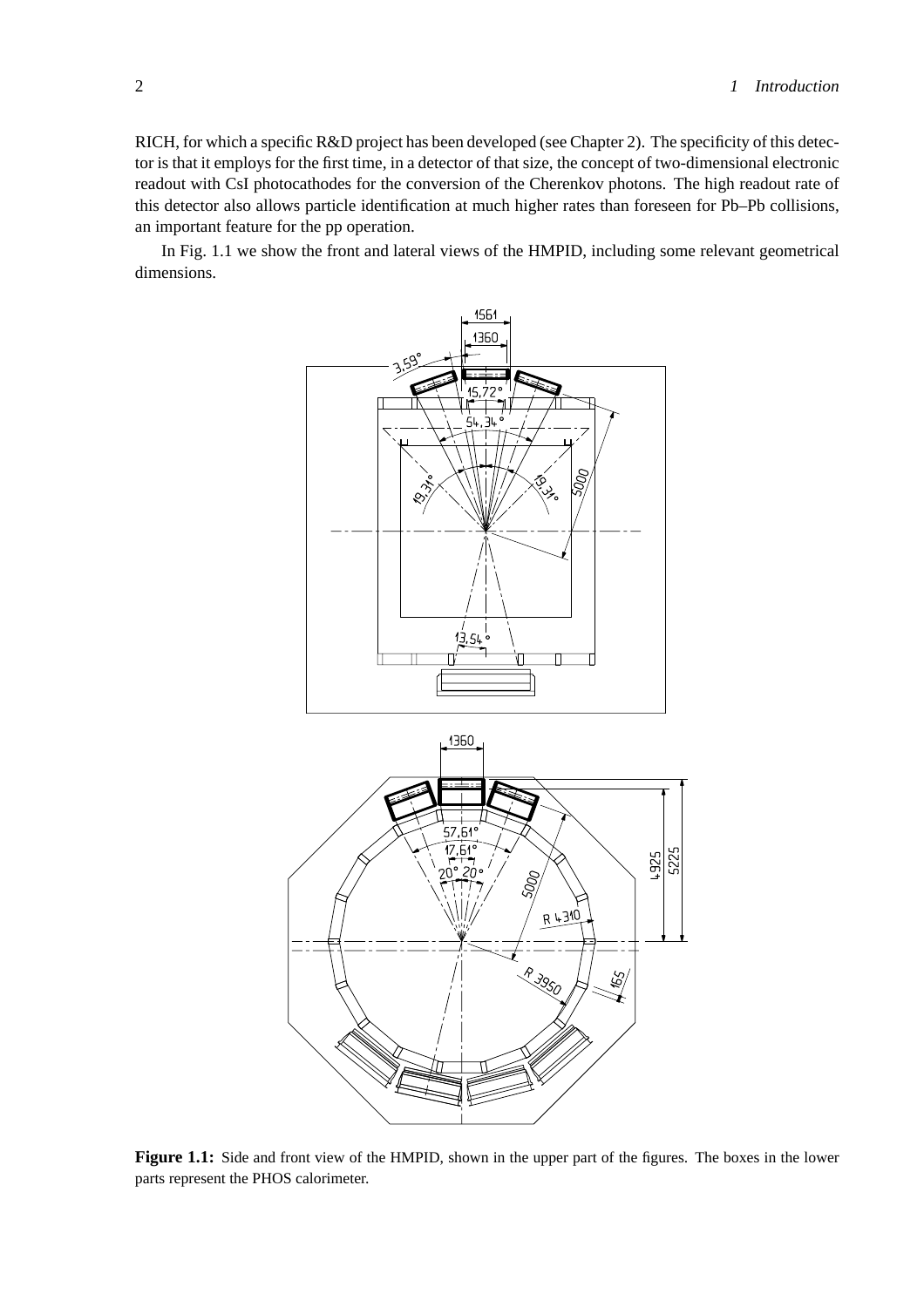RICH, for which a specific R&D project has been developed (see Chapter 2). The specificity of this detector is that it employs for the first time, in a detector of that size, the concept of two-dimensional electronic readout with CsI photocathodes for the conversion of the Cherenkov photons. The high readout rate of this detector also allows particle identification at much higher rates than foreseen for Pb–Pb collisions, an important feature for the pp operation.

In Fig. 1.1 we show the front and lateral views of the HMPID, including some relevant geometrical dimensions.

**Figure 1.1:** Side and front view of the HMPID, shown in the upper part of the figures. The boxes in the lower parts represent the PHOS calorimeter.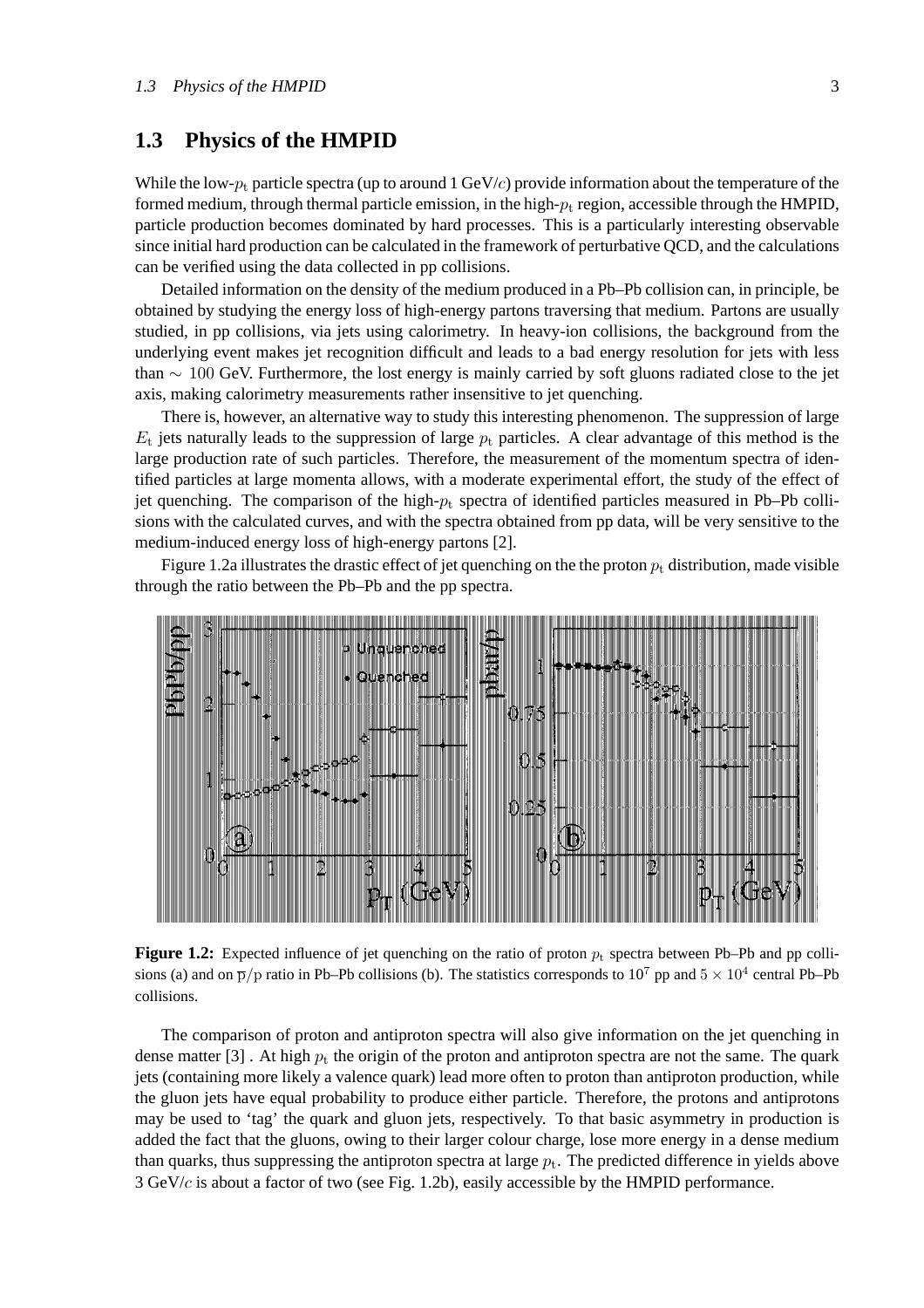## 1.3 Physics of the HMPID

While the low-$p_\mathrm{t}$ particle spectra (up to around 1 GeV/$c$) provide information about the temperature of the formed medium, through thermal particle emission, in the high-$p_\mathrm{t}$ region, accessible through the HMPID, particle production becomes dominated by hard processes. This is a particularly interesting observable since initial hard production can be calculated in the framework of perturbative QCD, and the calculations can be verified using the data collected in pp collisions.

Detailed information on the density of the medium produced in a Pb–Pb collision can, in principle, be obtained by studying the energy loss of high-energy partons traversing that medium. Partons are usually studied, in pp collisions, via jets using calorimetry. In heavy-ion collisions, the background from the underlying event makes jet recognition difficult and leads to a bad energy resolution for jets with less than $\sim 100$ GeV. Furthermore, the lost energy is mainly carried by soft gluons radiated close to the jet axis, making calorimetry measurements rather insensitive to jet quenching.

There is, however, an alternative way to study this interesting phenomenon. The suppression of large $E_\mathrm{t}$ jets naturally leads to the suppression of large $p_\mathrm{t}$ particles. A clear advantage of this method is the large production rate of such particles. Therefore, the measurement of the momentum spectra of identified particles at large momenta allows, with a moderate experimental effort, the study of the effect of jet quenching. The comparison of the high-$p_\mathrm{t}$ spectra of identified particles measured in Pb–Pb collisions with the calculated curves, and with the spectra obtained from pp data, will be very sensitive to the medium-induced energy loss of high-energy partons [2].

Figure 1.2a illustrates the drastic effect of jet quenching on the the proton $p_\mathrm{t}$ distribution, made visible through the ratio between the Pb–Pb and the pp spectra.

**Figure 1.2:** Expected influence of jet quenching on the ratio of proton $p_\mathrm{t}$ spectra between Pb–Pb and pp collisions (a) and on $\overline{\mathrm{p}}/\mathrm{p}$ ratio in Pb–Pb collisions (b). The statistics corresponds to $10^7$ pp and $5 \times 10^4$ central Pb–Pb collisions.

The comparison of proton and antiproton spectra will also give information on the jet quenching in dense matter [3] . At high $p_\mathrm{t}$ the origin of the proton and antiproton spectra are not the same. The quark jets (containing more likely a valence quark) lead more often to proton than antiproton production, while the gluon jets have equal probability to produce either particle. Therefore, the protons and antiprotons may be used to 'tag' the quark and gluon jets, respectively. To that basic asymmetry in production is added the fact that the gluons, owing to their larger colour charge, lose more energy in a dense medium than quarks, thus suppressing the antiproton spectra at large $p_\mathrm{t}$. The predicted difference in yields above 3 GeV/$c$ is about a factor of two (see Fig. 1.2b), easily accessible by the HMPID performance.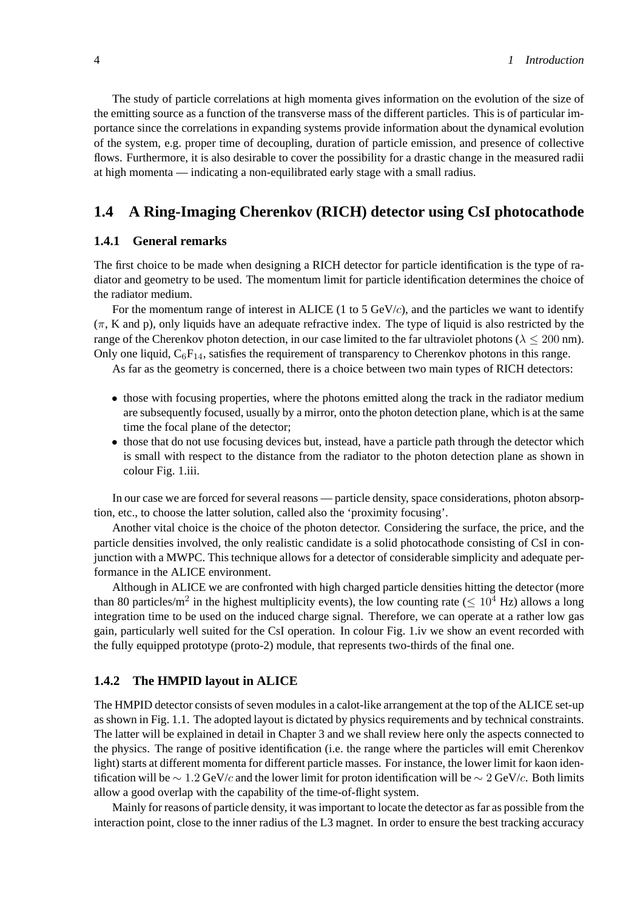The study of particle correlations at high momenta gives information on the evolution of the size of the emitting source as a function of the transverse mass of the different particles. This is of particular importance since the correlations in expanding systems provide information about the dynamical evolution of the system, e.g. proper time of decoupling, duration of particle emission, and presence of collective flows. Furthermore, it is also desirable to cover the possibility for a drastic change in the measured radii at high momenta — indicating a non-equilibrated early stage with a small radius.

## 1.4 A Ring-Imaging Cherenkov (RICH) detector using CsI photocathode

### 1.4.1 General remarks

The first choice to be made when designing a RICH detector for particle identification is the type of radiator and geometry to be used. The momentum limit for particle identification determines the choice of the radiator medium.

For the momentum range of interest in ALICE (1 to 5 GeV/$c$), and the particles we want to identify ($\pi$, K and p), only liquids have an adequate refractive index. The type of liquid is also restricted by the range of the Cherenkov photon detection, in our case limited to the far ultraviolet photons ($\lambda \leq 200$ nm). Only one liquid, $C_6F_{14}$, satisfies the requirement of transparency to Cherenkov photons in this range.

As far as the geometry is concerned, there is a choice between two main types of RICH detectors:

- those with focusing properties, where the photons emitted along the track in the radiator medium are subsequently focused, usually by a mirror, onto the photon detection plane, which is at the same time the focal plane of the detector;
- those that do not use focusing devices but, instead, have a particle path through the detector which is small with respect to the distance from the radiator to the photon detection plane as shown in colour Fig. 1.iii.

In our case we are forced for several reasons — particle density, space considerations, photon absorption, etc., to choose the latter solution, called also the 'proximity focusing'.

Another vital choice is the choice of the photon detector. Considering the surface, the price, and the particle densities involved, the only realistic candidate is a solid photocathode consisting of CsI in conjunction with a MWPC. This technique allows for a detector of considerable simplicity and adequate performance in the ALICE environment.

Although in ALICE we are confronted with high charged particle densities hitting the detector (more than 80 particles/m$^2$ in the highest multiplicity events), the low counting rate ($\leq 10^4$ Hz) allows a long integration time to be used on the induced charge signal. Therefore, we can operate at a rather low gas gain, particularly well suited for the CsI operation. In colour Fig. 1.iv we show an event recorded with the fully equipped prototype (proto-2) module, that represents two-thirds of the final one.

### 1.4.2 The HMPID layout in ALICE

The HMPID detector consists of seven modules in a calot-like arrangement at the top of the ALICE set-up as shown in Fig. 1.1. The adopted layout is dictated by physics requirements and by technical constraints. The latter will be explained in detail in Chapter 3 and we shall review here only the aspects connected to the physics. The range of positive identification (i.e. the range where the particles will emit Cherenkov light) starts at different momenta for different particle masses. For instance, the lower limit for kaon identification will be $\sim 1.2$ GeV/$c$ and the lower limit for proton identification will be $\sim 2$ GeV/$c$. Both limits allow a good overlap with the capability of the time-of-flight system.

Mainly for reasons of particle density, it was important to locate the detector as far as possible from the interaction point, close to the inner radius of the L3 magnet. In order to ensure the best tracking accuracy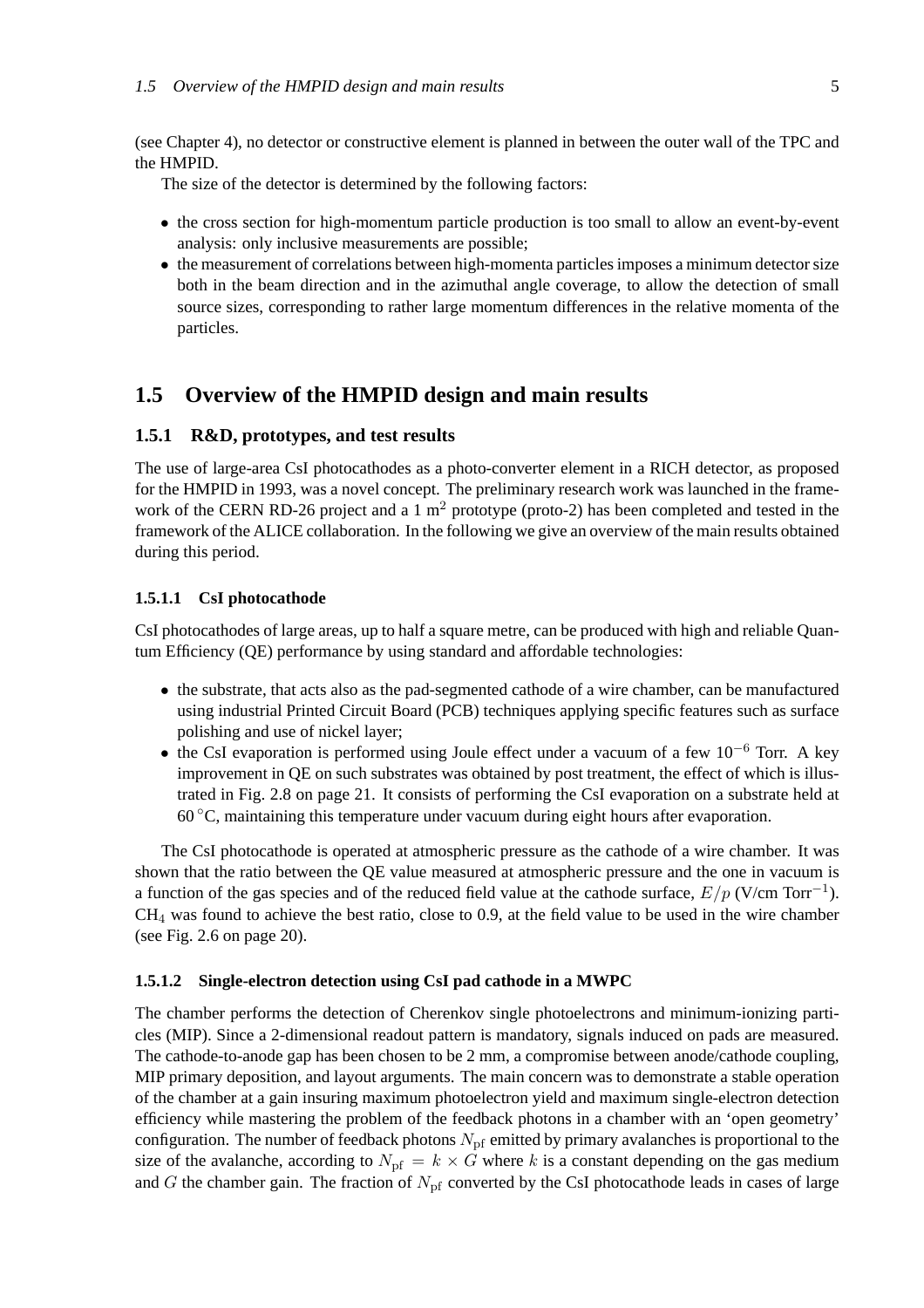(see Chapter 4), no detector or constructive element is planned in between the outer wall of the TPC and the HMPID.

The size of the detector is determined by the following factors:

- the cross section for high-momentum particle production is too small to allow an event-by-event analysis: only inclusive measurements are possible;
- the measurement of correlations between high-momenta particles imposes a minimum detector size both in the beam direction and in the azimuthal angle coverage, to allow the detection of small source sizes, corresponding to rather large momentum differences in the relative momenta of the particles.

## 1.5 Overview of the HMPID design and main results

### 1.5.1 R&D, prototypes, and test results

The use of large-area CsI photocathodes as a photo-converter element in a RICH detector, as proposed for the HMPID in 1993, was a novel concept. The preliminary research work was launched in the framework of the CERN RD-26 project and a 1 m$^2$ prototype (proto-2) has been completed and tested in the framework of the ALICE collaboration. In the following we give an overview of the main results obtained during this period.

#### 1.5.1.1 CsI photocathode

CsI photocathodes of large areas, up to half a square metre, can be produced with high and reliable Quantum Efficiency (QE) performance by using standard and affordable technologies:

- the substrate, that acts also as the pad-segmented cathode of a wire chamber, can be manufactured using industrial Printed Circuit Board (PCB) techniques applying specific features such as surface polishing and use of nickel layer;
- the CsI evaporation is performed using Joule effect under a vacuum of a few $10^{-6}$ Torr. A key improvement in QE on such substrates was obtained by post treatment, the effect of which is illustrated in Fig. 2.8 on page 21. It consists of performing the CsI evaporation on a substrate held at $60\,^{\circ}$C, maintaining this temperature under vacuum during eight hours after evaporation.

The CsI photocathode is operated at atmospheric pressure as the cathode of a wire chamber. It was shown that the ratio between the QE value measured at atmospheric pressure and the one in vacuum is a function of the gas species and of the reduced field value at the cathode surface, $E/p$ (V/cm Torr$^{-1}$). $CH_4$ was found to achieve the best ratio, close to 0.9, at the field value to be used in the wire chamber (see Fig. 2.6 on page 20).

#### 1.5.1.2 Single-electron detection using CsI pad cathode in a MWPC

The chamber performs the detection of Cherenkov single photoelectrons and minimum-ionizing particles (MIP). Since a 2-dimensional readout pattern is mandatory, signals induced on pads are measured. The cathode-to-anode gap has been chosen to be 2 mm, a compromise between anode/cathode coupling, MIP primary deposition, and layout arguments. The main concern was to demonstrate a stable operation of the chamber at a gain insuring maximum photoelectron yield and maximum single-electron detection efficiency while mastering the problem of the feedback photons in a chamber with an 'open geometry' configuration. The number of feedback photons $N_{\rm pf}$ emitted by primary avalanches is proportional to the size of the avalanche, according to $N_{\rm pf} = k \times G$ where $k$ is a constant depending on the gas medium and $G$ the chamber gain. The fraction of $N_{\rm pf}$ converted by the CsI photocathode leads in cases of large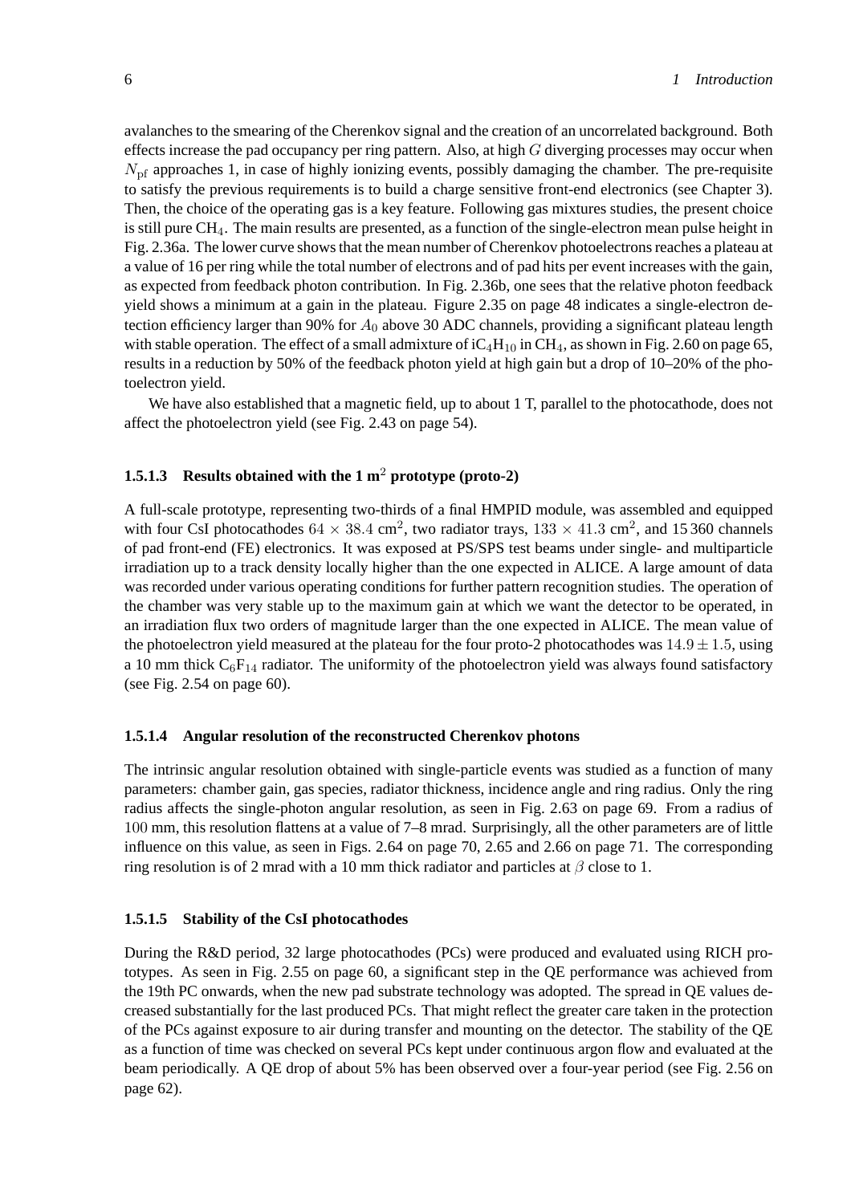avalanches to the smearing of the Cherenkov signal and the creation of an uncorrelated background. Both effects increase the pad occupancy per ring pattern. Also, at high $G$ diverging processes may occur when $N_{\rm pf}$ approaches 1, in case of highly ionizing events, possibly damaging the chamber. The pre-requisite to satisfy the previous requirements is to build a charge sensitive front-end electronics (see Chapter 3). Then, the choice of the operating gas is a key feature. Following gas mixtures studies, the present choice is still pure $CH_4$. The main results are presented, as a function of the single-electron mean pulse height in Fig. 2.36a. The lower curve shows that the mean number of Cherenkov photoelectrons reaches a plateau at a value of 16 per ring while the total number of electrons and of pad hits per event increases with the gain, as expected from feedback photon contribution. In Fig. 2.36b, one sees that the relative photon feedback yield shows a minimum at a gain in the plateau. Figure 2.35 on page 48 indicates a single-electron detection efficiency larger than 90% for $A_0$ above 30 ADC channels, providing a significant plateau length with stable operation. The effect of a small admixture of $iC_4H_{10}$ in $CH_4$, as shown in Fig. 2.60 on page 65, results in a reduction by 50% of the feedback photon yield at high gain but a drop of 10–20% of the photoelectron yield.

We have also established that a magnetic field, up to about 1 T, parallel to the photocathode, does not affect the photoelectron yield (see Fig. 2.43 on page 54).

#### 1.5.1.3 Results obtained with the 1 m$^2$ prototype (proto-2)

A full-scale prototype, representing two-thirds of a final HMPID module, was assembled and equipped with four CsI photocathodes $64 \times 38.4$ cm$^2$, two radiator trays, $133 \times 41.3$ cm$^2$, and 15 360 channels of pad front-end (FE) electronics. It was exposed at PS/SPS test beams under single- and multiparticle irradiation up to a track density locally higher than the one expected in ALICE. A large amount of data was recorded under various operating conditions for further pattern recognition studies. The operation of the chamber was very stable up to the maximum gain at which we want the detector to be operated, in an irradiation flux two orders of magnitude larger than the one expected in ALICE. The mean value of the photoelectron yield measured at the plateau for the four proto-2 photocathodes was $14.9 \pm 1.5$, using a 10 mm thick $C_6F_{14}$ radiator. The uniformity of the photoelectron yield was always found satisfactory (see Fig. 2.54 on page 60).

#### 1.5.1.4 Angular resolution of the reconstructed Cherenkov photons

The intrinsic angular resolution obtained with single-particle events was studied as a function of many parameters: chamber gain, gas species, radiator thickness, incidence angle and ring radius. Only the ring radius affects the single-photon angular resolution, as seen in Fig. 2.63 on page 69. From a radius of 100 mm, this resolution flattens at a value of 7–8 mrad. Surprisingly, all the other parameters are of little influence on this value, as seen in Figs. 2.64 on page 70, 2.65 and 2.66 on page 71. The corresponding ring resolution is of 2 mrad with a 10 mm thick radiator and particles at $\beta$ close to 1.

#### 1.5.1.5 Stability of the CsI photocathodes

During the R&D period, 32 large photocathodes (PCs) were produced and evaluated using RICH prototypes. As seen in Fig. 2.55 on page 60, a significant step in the QE performance was achieved from the 19th PC onwards, when the new pad substrate technology was adopted. The spread in QE values decreased substantially for the last produced PCs. That might reflect the greater care taken in the protection of the PCs against exposure to air during transfer and mounting on the detector. The stability of the QE as a function of time was checked on several PCs kept under continuous argon flow and evaluated at the beam periodically. A QE drop of about 5% has been observed over a four-year period (see Fig. 2.56 on page 62).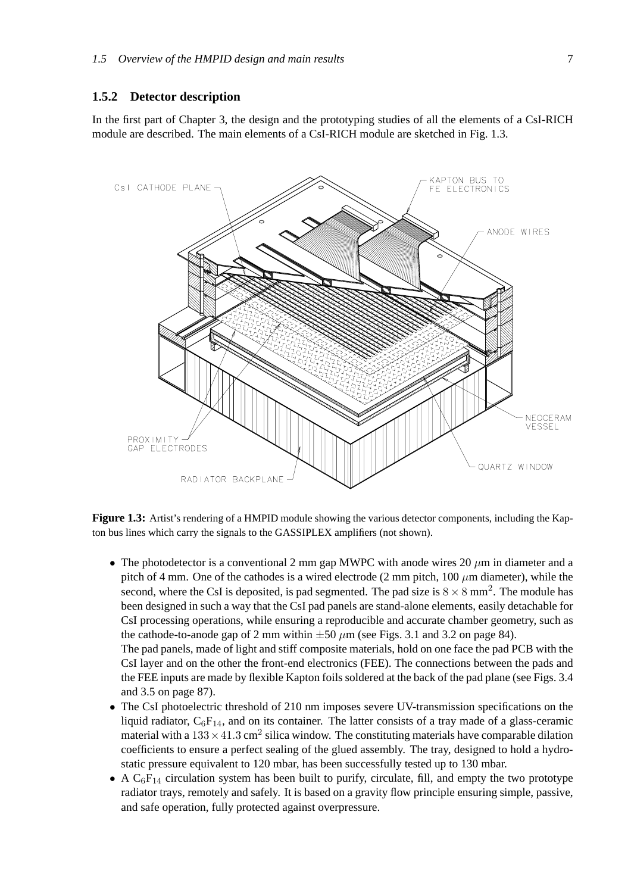### 1.5.2 Detector description

In the first part of Chapter 3, the design and the prototyping studies of all the elements of a CsI-RICH module are described. The main elements of a CsI-RICH module are sketched in Fig. 1.3.

**Figure 1.3:** Artist's rendering of a HMPID module showing the various detector components, including the Kapton bus lines which carry the signals to the GASSIPLEX amplifiers (not shown).

- The photodetector is a conventional 2 mm gap MWPC with anode wires 20 $\mu$m in diameter and a pitch of 4 mm. One of the cathodes is a wired electrode (2 mm pitch, 100 $\mu$m diameter), while the second, where the CsI is deposited, is pad segmented. The pad size is $8 \times 8\,\text{mm}^2$. The module has been designed in such a way that the CsI pad panels are stand-alone elements, easily detachable for CsI processing operations, while ensuring a reproducible and accurate chamber geometry, such as the cathode-to-anode gap of 2 mm within $\pm 50\,\mu$m (see Figs. 3.1 and 3.2 on page 84).
  The pad panels, made of light and stiff composite materials, hold on one face the pad PCB with the CsI layer and on the other the front-end electronics (FEE). The connections between the pads and the FEE inputs are made by flexible Kapton foils soldered at the back of the pad plane (see Figs. 3.4 and 3.5 on page 87).
- The CsI photoelectric threshold of 210 nm imposes severe UV-transmission specifications on the liquid radiator, $C_6F_{14}$, and on its container. The latter consists of a tray made of a glass-ceramic material with a $133 \times 41.3\,\text{cm}^2$ silica window. The constituting materials have comparable dilation coefficients to ensure a perfect sealing of the glued assembly. The tray, designed to hold a hydrostatic pressure equivalent to 120 mbar, has been successfully tested up to 130 mbar.
- A $C_6F_{14}$ circulation system has been built to purify, circulate, fill, and empty the two prototype radiator trays, remotely and safely. It is based on a gravity flow principle ensuring simple, passive, and safe operation, fully protected against overpressure.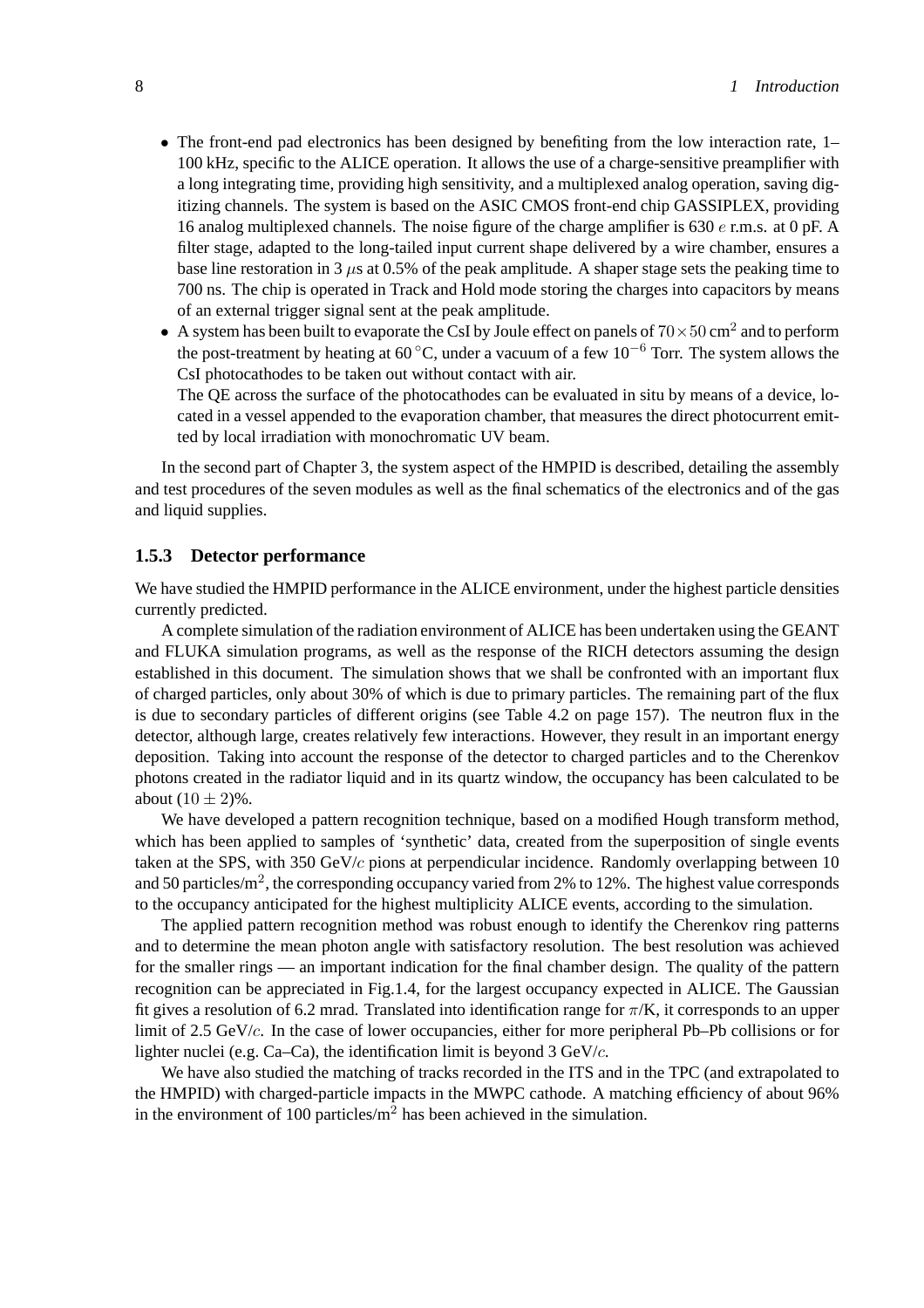- The front-end pad electronics has been designed by benefiting from the low interaction rate, 1–100 kHz, specific to the ALICE operation. It allows the use of a charge-sensitive preamplifier with a long integrating time, providing high sensitivity, and a multiplexed analog operation, saving digitizing channels. The system is based on the ASIC CMOS front-end chip GASSIPLEX, providing 16 analog multiplexed channels. The noise figure of the charge amplifier is 630 $e$ r.m.s. at 0 pF. A filter stage, adapted to the long-tailed input current shape delivered by a wire chamber, ensures a base line restoration in 3 $\mu$s at 0.5% of the peak amplitude. A shaper stage sets the peaking time to 700 ns. The chip is operated in Track and Hold mode storing the charges into capacitors by means of an external trigger signal sent at the peak amplitude.
- A system has been built to evaporate the CsI by Joule effect on panels of $70 \times 50$ cm$^2$ and to perform the post-treatment by heating at 60 °C, under a vacuum of a few $10^{-6}$ Torr. The system allows the CsI photocathodes to be taken out without contact with air.

  The QE across the surface of the photocathodes can be evaluated in situ by means of a device, located in a vessel appended to the evaporation chamber, that measures the direct photocurrent emitted by local irradiation with monochromatic UV beam.

In the second part of Chapter 3, the system aspect of the HMPID is described, detailing the assembly and test procedures of the seven modules as well as the final schematics of the electronics and of the gas and liquid supplies.

### 1.5.3 Detector performance

We have studied the HMPID performance in the ALICE environment, under the highest particle densities currently predicted.

A complete simulation of the radiation environment of ALICE has been undertaken using the GEANT and FLUKA simulation programs, as well as the response of the RICH detectors assuming the design established in this document. The simulation shows that we shall be confronted with an important flux of charged particles, only about 30% of which is due to primary particles. The remaining part of the flux is due to secondary particles of different origins (see Table 4.2 on page 157). The neutron flux in the detector, although large, creates relatively few interactions. However, they result in an important energy deposition. Taking into account the response of the detector to charged particles and to the Cherenkov photons created in the radiator liquid and in its quartz window, the occupancy has been calculated to be about $(10 \pm 2)$%.

We have developed a pattern recognition technique, based on a modified Hough transform method, which has been applied to samples of 'synthetic' data, created from the superposition of single events taken at the SPS, with 350 GeV/$c$ pions at perpendicular incidence. Randomly overlapping between 10 and 50 particles/m$^2$, the corresponding occupancy varied from 2% to 12%. The highest value corresponds to the occupancy anticipated for the highest multiplicity ALICE events, according to the simulation.

The applied pattern recognition method was robust enough to identify the Cherenkov ring patterns and to determine the mean photon angle with satisfactory resolution. The best resolution was achieved for the smaller rings — an important indication for the final chamber design. The quality of the pattern recognition can be appreciated in Fig.1.4, for the largest occupancy expected in ALICE. The Gaussian fit gives a resolution of 6.2 mrad. Translated into identification range for $\pi$/K, it corresponds to an upper limit of 2.5 GeV/$c$. In the case of lower occupancies, either for more peripheral Pb–Pb collisions or for lighter nuclei (e.g. Ca–Ca), the identification limit is beyond 3 GeV/$c$.

We have also studied the matching of tracks recorded in the ITS and in the TPC (and extrapolated to the HMPID) with charged-particle impacts in the MWPC cathode. A matching efficiency of about 96% in the environment of 100 particles/m$^2$ has been achieved in the simulation.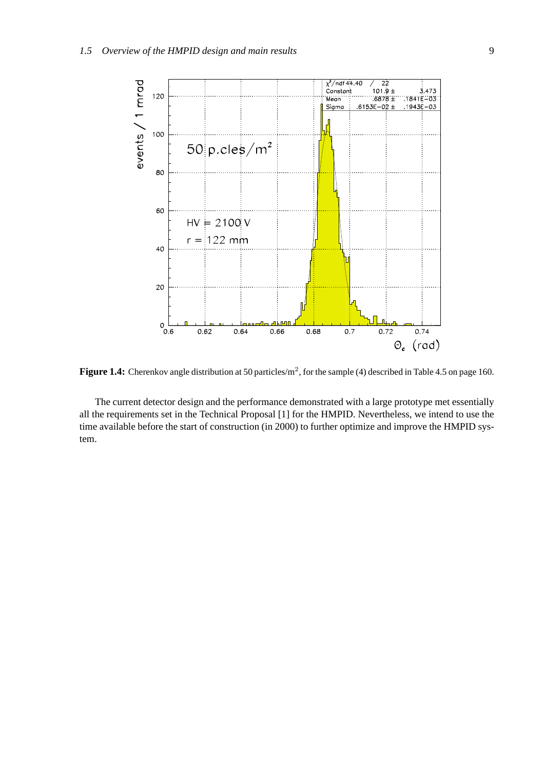**Figure 1.4:** Cherenkov angle distribution at 50 particles/m$^2$, for the sample (4) described in Table 4.5 on page 160.

The current detector design and the performance demonstrated with a large prototype met essentially all the requirements set in the Technical Proposal [1] for the HMPID. Nevertheless, we intend to use the time available before the start of construction (in 2000) to further optimize and improve the HMPID system.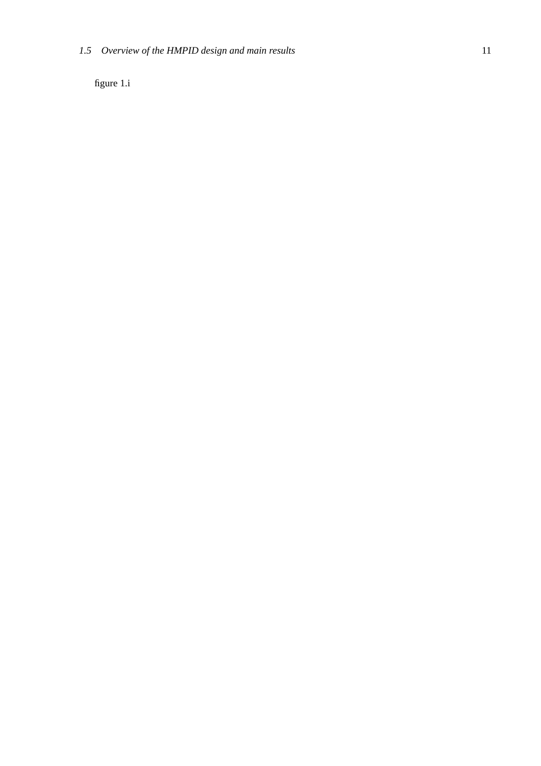figure 1.i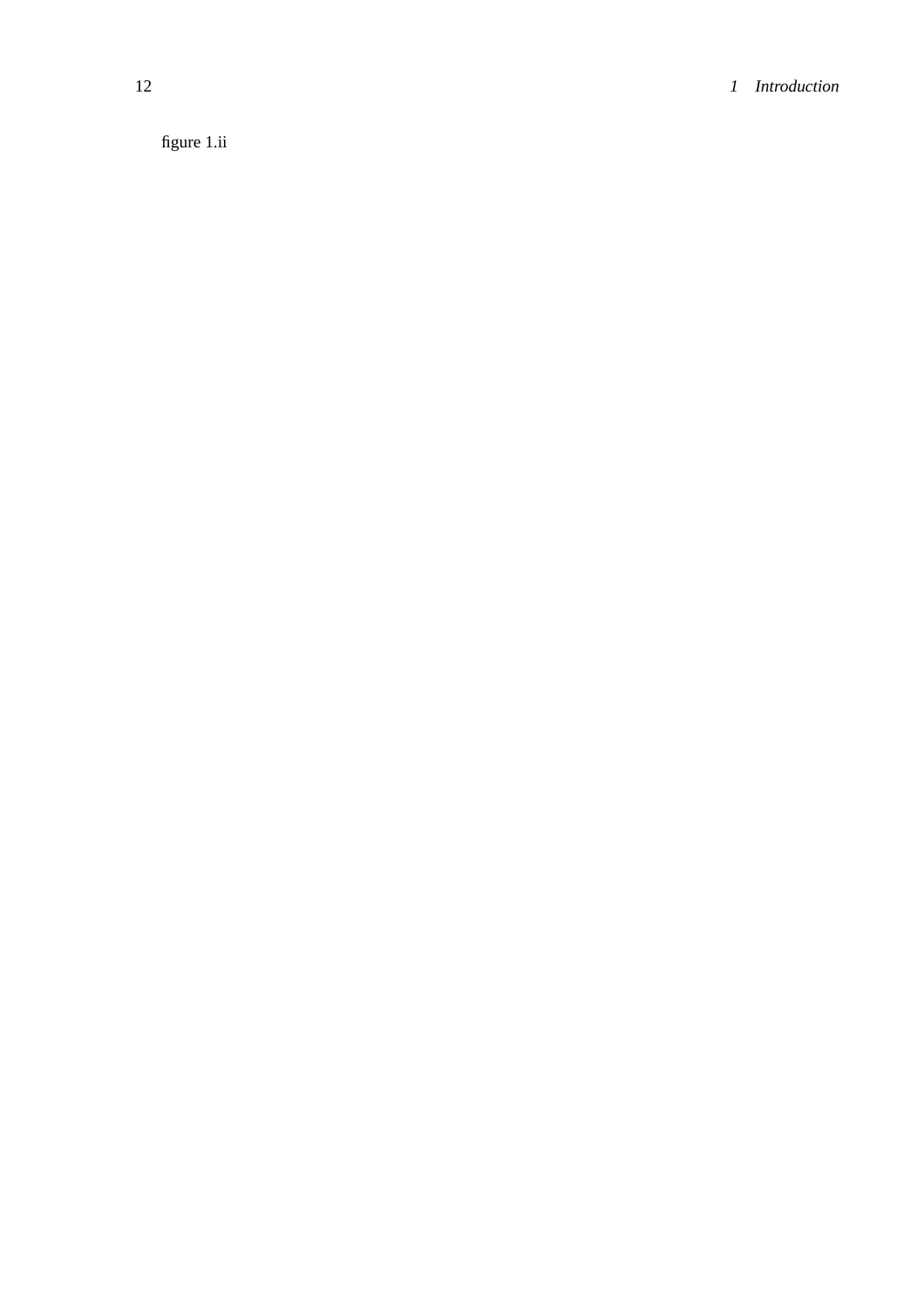figure 1.ii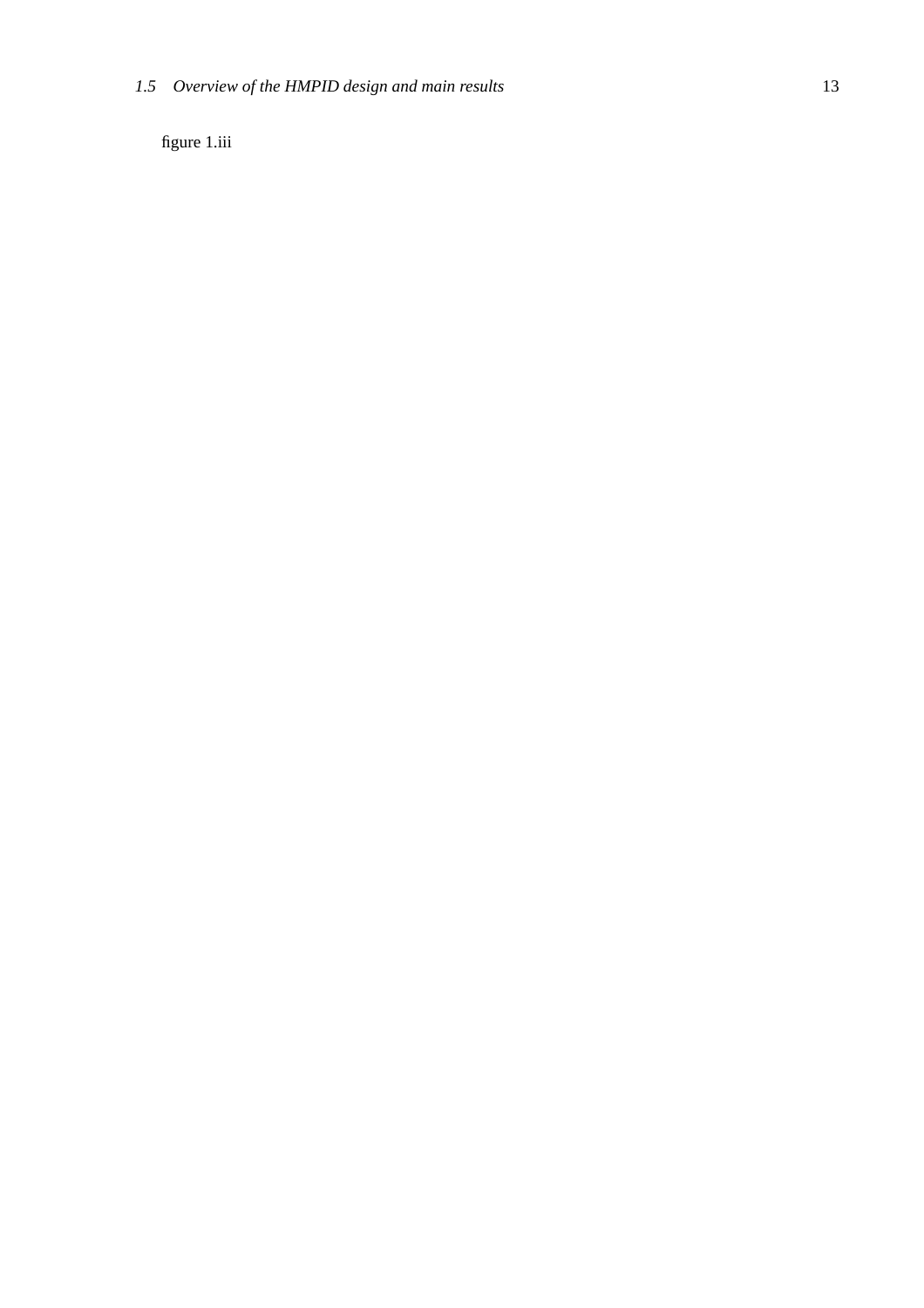figure 1.iii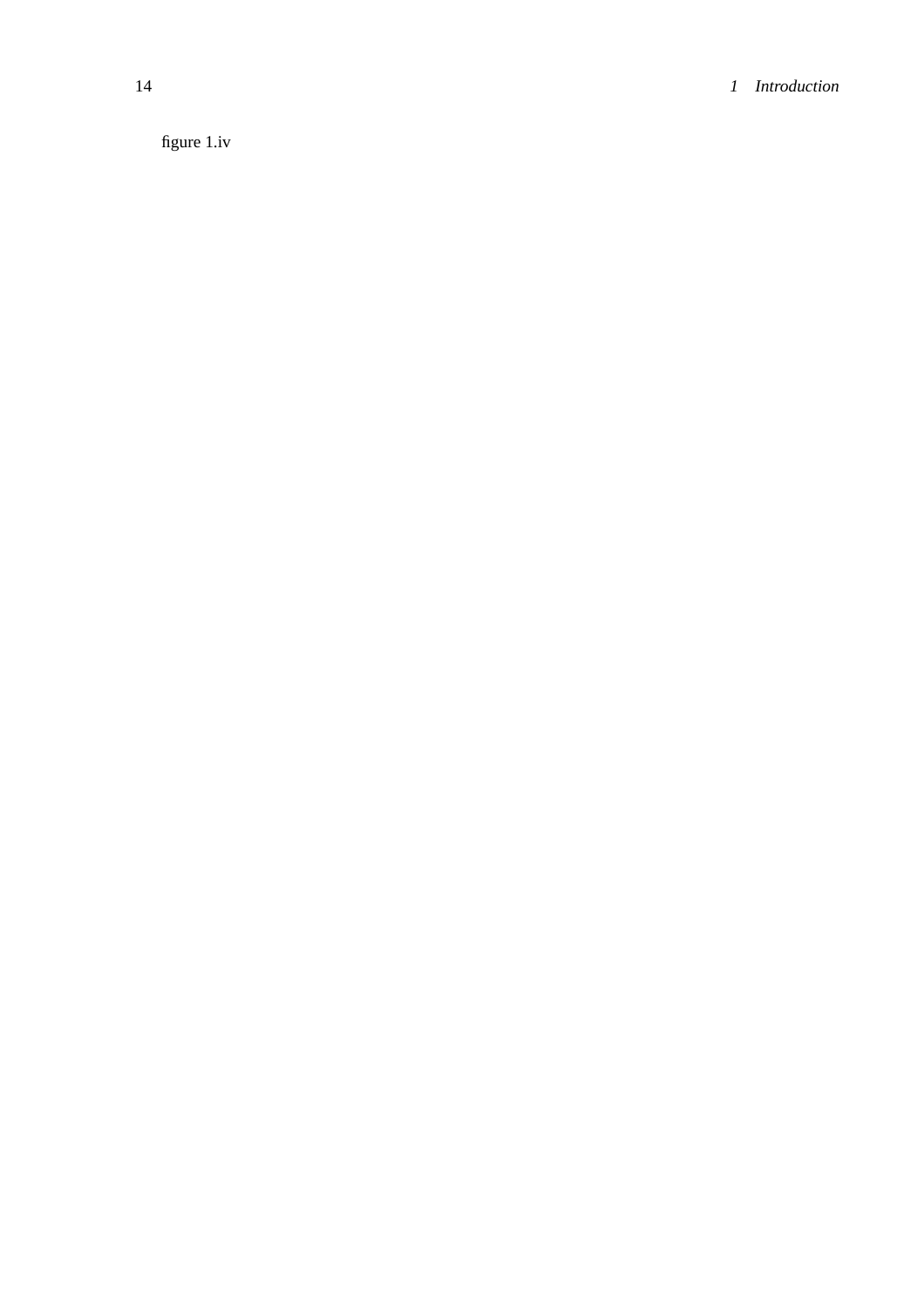figure 1.iv